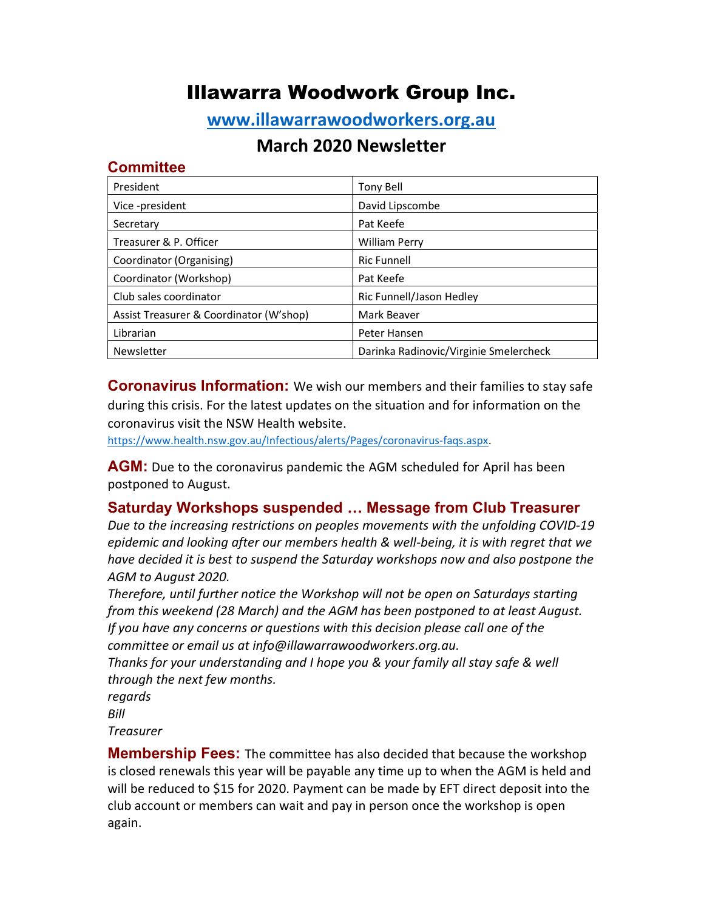# Illawarra Woodwork Group Inc.

## www.illawarrawoodworkers.org.au

## March 2020 Newsletter

### Committee

| President | Tony Bell |
|---|---|
| Vice -president | David Lipscombe |
| Secretary | Pat Keefe |
| Treasurer & P. Officer | William Perry |
| Coordinator (Organising) | Ric Funnell |
| Coordinator (Workshop) | Pat Keefe |
| Club sales coordinator | Ric Funnell/Jason Hedley |
| Assist Treasurer & Coordinator (W'shop) | Mark Beaver |
| Librarian | Peter Hansen |
| Newsletter | Darinka Radinovic/Virginie Smelercheck |

**Coronavirus Information:** We wish our members and their families to stay safe during this crisis. For the latest updates on the situation and for information on the coronavirus visit the NSW Health website.
https://www.health.nsw.gov.au/Infectious/alerts/Pages/coronavirus-faqs.aspx.

**AGM:** Due to the coronavirus pandemic the AGM scheduled for April has been postponed to August.

### Saturday Workshops suspended … Message from Club Treasurer

*Due to the increasing restrictions on peoples movements with the unfolding COVID-19 epidemic and looking after our members health & well-being, it is with regret that we have decided it is best to suspend the Saturday workshops now and also postpone the AGM to August 2020.*
*Therefore, until further notice the Workshop will not be open on Saturdays starting from this weekend (28 March) and the AGM has been postponed to at least August.*
*If you have any concerns or questions with this decision please call one of the committee or email us at info@illawarrawoodworkers.org.au.*
*Thanks for your understanding and I hope you & your family all stay safe & well through the next few months.*
*regards*
*Bill*
*Treasurer*

**Membership Fees:** The committee has also decided that because the workshop is closed renewals this year will be payable any time up to when the AGM is held and will be reduced to $15 for 2020. Payment can be made by EFT direct deposit into the club account or members can wait and pay in person once the workshop is open again.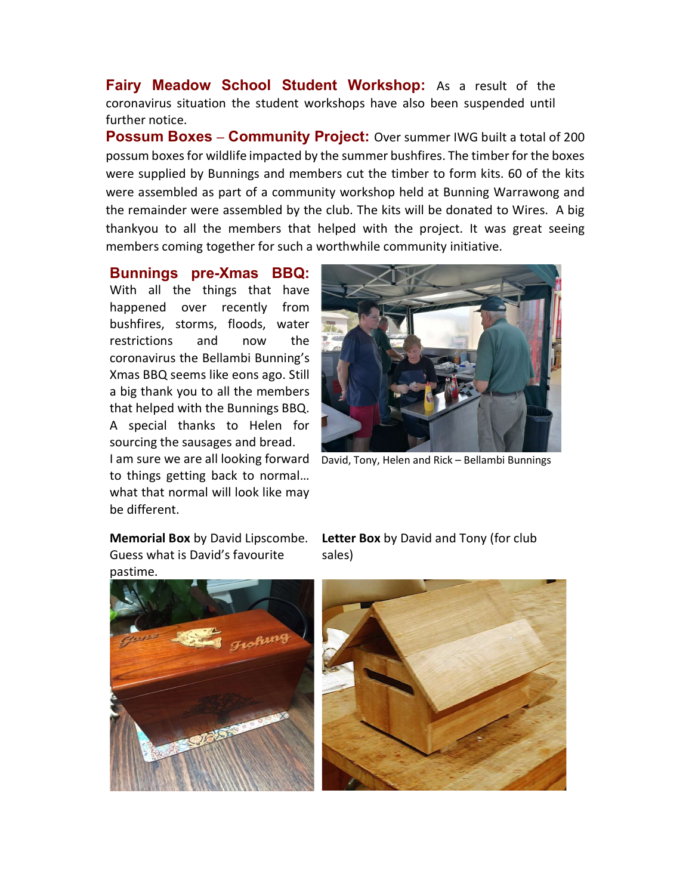**Fairy Meadow School Student Workshop:** As a result of the coronavirus situation the student workshops have also been suspended until further notice.

**Possum Boxes – Community Project:** Over summer IWG built a total of 200 possum boxes for wildlife impacted by the summer bushfires. The timber for the boxes were supplied by Bunnings and members cut the timber to form kits. 60 of the kits were assembled as part of a community workshop held at Bunning Warrawong and the remainder were assembled by the club. The kits will be donated to Wires. A big thankyou to all the members that helped with the project. It was great seeing members coming together for such a worthwhile community initiative.

**Bunnings pre-Xmas BBQ:** With all the things that have happened over recently from bushfires, storms, floods, water restrictions and now the coronavirus the Bellambi Bunning's Xmas BBQ seems like eons ago. Still a big thank you to all the members that helped with the Bunnings BBQ. A special thanks to Helen for sourcing the sausages and bread.

I am sure we are all looking forward to things getting back to normal… what that normal will look like may be different.

David, Tony, Helen and Rick – Bellambi Bunnings

**Memorial Box** by David Lipscombe. Guess what is David's favourite pastime.

**Letter Box** by David and Tony (for club sales)